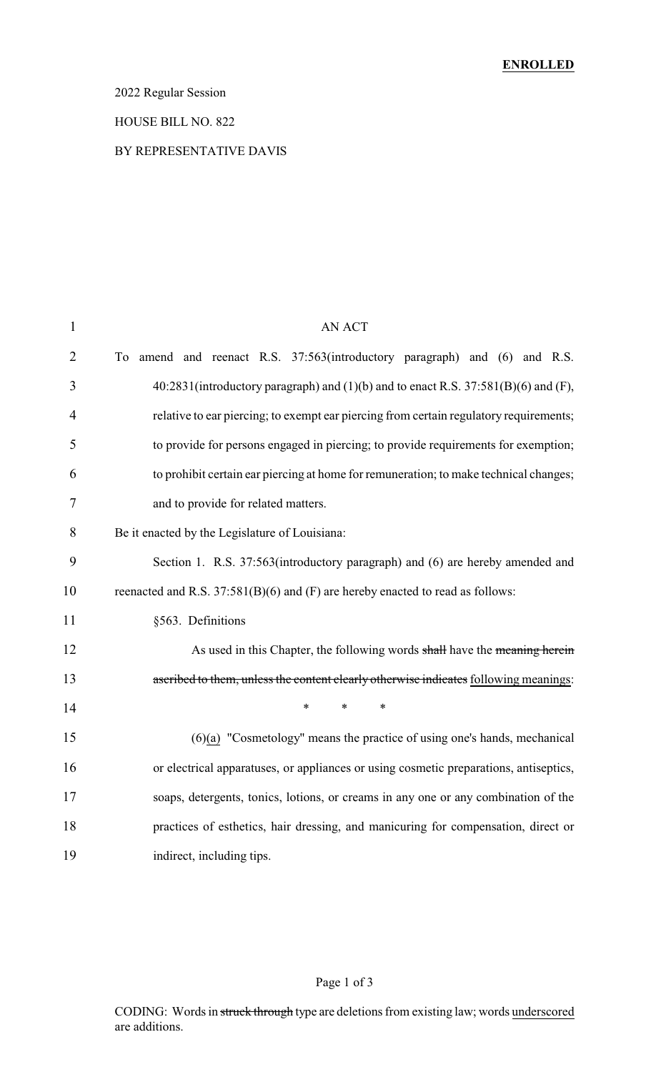**ENROLLED**

2022 Regular Session

HOUSE BILL NO. 822

BY REPRESENTATIVE DAVIS

AN ACT

To amend and reenact R.S. 37:563(introductory paragraph) and (6) and R.S. 40:2831(introductory paragraph) and (1)(b) and to enact R.S. 37:581(B)(6) and (F), relative to ear piercing; to exempt ear piercing from certain regulatory requirements; to provide for persons engaged in piercing; to provide requirements for exemption; to prohibit certain ear piercing at home for remuneration; to make technical changes; and to provide for related matters.

Be it enacted by the Legislature of Louisiana:

Section 1. R.S. 37:563(introductory paragraph) and (6) are hereby amended and reenacted and R.S. 37:581(B)(6) and (F) are hereby enacted to read as follows:

§563. Definitions

As used in this Chapter, the following words ~~shall~~ have the ~~meaning herein ascribed to them, unless the content clearly otherwise indicates~~ following meanings:

\* \* \*

(6)(a) "Cosmetology" means the practice of using one's hands, mechanical or electrical apparatuses, or appliances or using cosmetic preparations, antiseptics, soaps, detergents, tonics, lotions, or creams in any one or any combination of the practices of esthetics, hair dressing, and manicuring for compensation, direct or indirect, including tips.

CODING: Words in ~~struck through~~ type are deletions from existing law; words underscored are additions.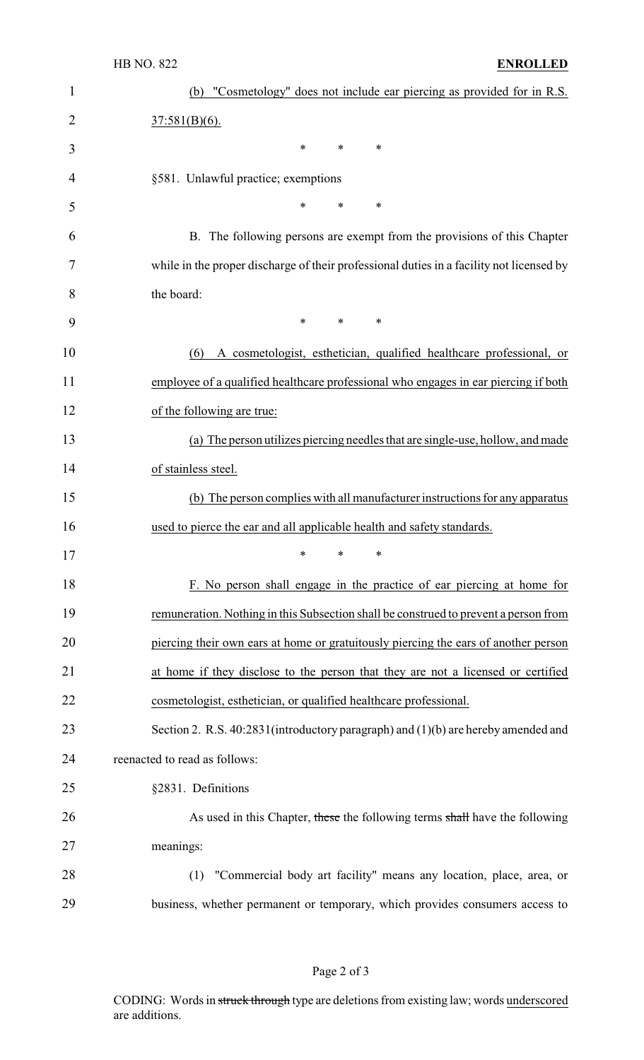(b) "Cosmetology" does not include ear piercing as provided for in R.S. 37:581(B)(6).

\* \* \*

§581. Unlawful practice; exemptions

\* \* \*

B. The following persons are exempt from the provisions of this Chapter while in the proper discharge of their professional duties in a facility not licensed by the board:

\* \* \*

(6) A cosmetologist, esthetician, qualified healthcare professional, or employee of a qualified healthcare professional who engages in ear piercing if both of the following are true:

(a) The person utilizes piercing needles that are single-use, hollow, and made of stainless steel.

(b) The person complies with all manufacturer instructions for any apparatus used to pierce the ear and all applicable health and safety standards.

\* \* \*

F. No person shall engage in the practice of ear piercing at home for remuneration. Nothing in this Subsection shall be construed to prevent a person from piercing their own ears at home or gratuitously piercing the ears of another person at home if they disclose to the person that they are not a licensed or certified cosmetologist, esthetician, or qualified healthcare professional.

Section 2. R.S. 40:2831(introductory paragraph) and (1)(b) are hereby amended and reenacted to read as follows:

§2831. Definitions

As used in this Chapter, ~~these~~ the following terms ~~shall~~ have the following meanings:

(1) "Commercial body art facility" means any location, place, area, or business, whether permanent or temporary, which provides consumers access to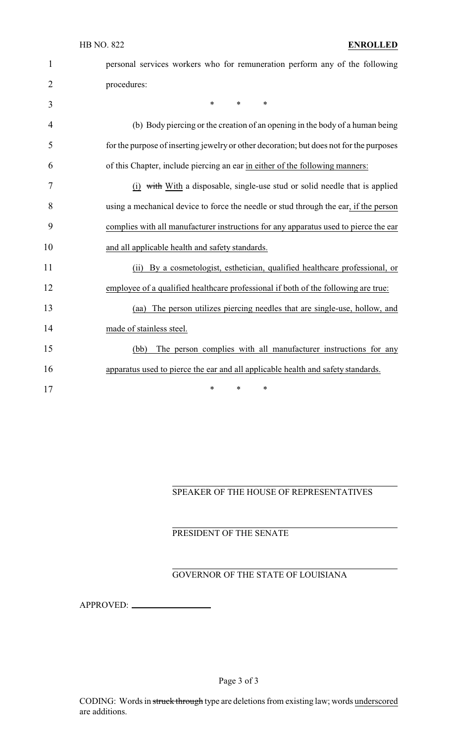personal services workers who for remuneration perform any of the following procedures:

\* \* \*

(b) Body piercing or the creation of an opening in the body of a human being for the purpose of inserting jewelry or other decoration; but does not for the purposes of this Chapter, include piercing an ear <u>in either of the following manners:</u>

<u>(i)</u> ~~with~~ <u>With</u> a disposable, single-use stud or solid needle that is applied using a mechanical device to force the needle or stud through the ear<u>, if the person complies with all manufacturer instructions for any apparatus used to pierce the ear and all applicable health and safety standards.</u>

<u>(ii) By a cosmetologist, esthetician, qualified healthcare professional, or employee of a qualified healthcare professional if both of the following are true:</u>

<u>(aa) The person utilizes piercing needles that are single-use, hollow, and made of stainless steel.</u>

<u>(bb) The person complies with all manufacturer instructions for any apparatus used to pierce the ear and all applicable health and safety standards.</u>

\* \* \*

SPEAKER OF THE HOUSE OF REPRESENTATIVES

PRESIDENT OF THE SENATE

GOVERNOR OF THE STATE OF LOUISIANA

APPROVED: ____________________

CODING: Words in ~~struck through~~ type are deletions from existing law; words <u>underscored</u> are additions.